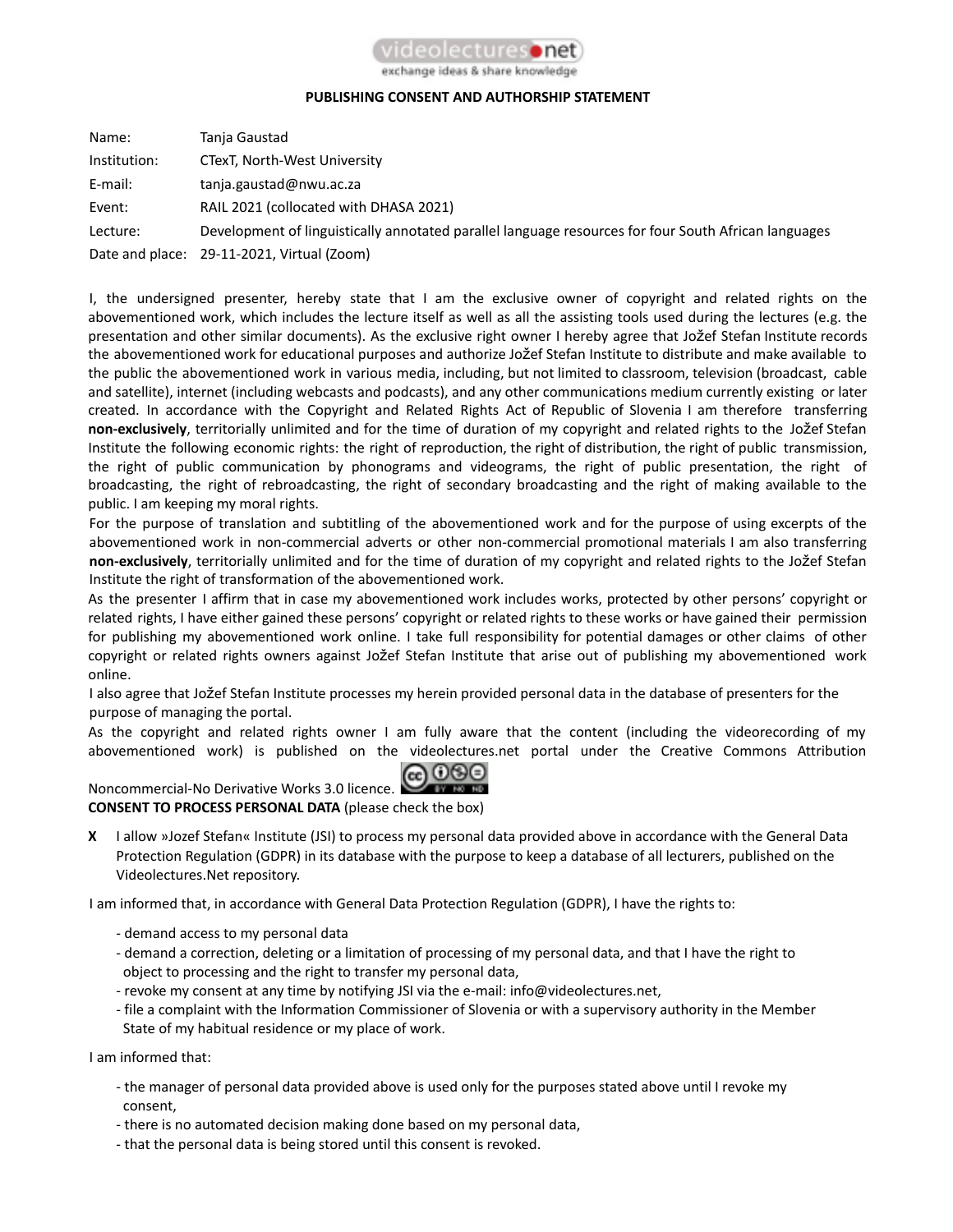videolectures.net
exchange ideas & share knowledge

**PUBLISHING CONSENT AND AUTHORSHIP STATEMENT**

| | |
|---|---|
| Name: | Tanja Gaustad |
| Institution: | CTexT, North-West University |
| E-mail: | tanja.gaustad@nwu.ac.za |
| Event: | RAIL 2021 (collocated with DHASA 2021) |
| Lecture: | Development of linguistically annotated parallel language resources for four South African languages |
| Date and place: | 29-11-2021, Virtual (Zoom) |

I, the undersigned presenter, hereby state that I am the exclusive owner of copyright and related rights on the abovementioned work, which includes the lecture itself as well as all the assisting tools used during the lectures (e.g. the presentation and other similar documents). As the exclusive right owner I hereby agree that Jožef Stefan Institute records the abovementioned work for educational purposes and authorize Jožef Stefan Institute to distribute and make available to the public the abovementioned work in various media, including, but not limited to classroom, television (broadcast, cable and satellite), internet (including webcasts and podcasts), and any other communications medium currently existing or later created. In accordance with the Copyright and Related Rights Act of Republic of Slovenia I am therefore transferring **non-exclusively**, territorially unlimited and for the time of duration of my copyright and related rights to the Jožef Stefan Institute the following economic rights: the right of reproduction, the right of distribution, the right of public transmission, the right of public communication by phonograms and videograms, the right of public presentation, the right of broadcasting, the right of rebroadcasting, the right of secondary broadcasting and the right of making available to the public. I am keeping my moral rights.

For the purpose of translation and subtitling of the abovementioned work and for the purpose of using excerpts of the abovementioned work in non-commercial adverts or other non-commercial promotional materials I am also transferring **non-exclusively**, territorially unlimited and for the time of duration of my copyright and related rights to the Jožef Stefan Institute the right of transformation of the abovementioned work.

As the presenter I affirm that in case my abovementioned work includes works, protected by other persons' copyright or related rights, I have either gained these persons' copyright or related rights to these works or have gained their permission for publishing my abovementioned work online. I take full responsibility for potential damages or other claims of other copyright or related rights owners against Jožef Stefan Institute that arise out of publishing my abovementioned work online.

I also agree that Jožef Stefan Institute processes my herein provided personal data in the database of presenters for the purpose of managing the portal.

As the copyright and related rights owner I am fully aware that the content (including the videorecording of my abovementioned work) is published on the videolectures.net portal under the Creative Commons Attribution Noncommercial-No Derivative Works 3.0 licence.

**CONSENT TO PROCESS PERSONAL DATA** (please check the box)

**X** I allow »Jozef Stefan« Institute (JSI) to process my personal data provided above in accordance with the General Data Protection Regulation (GDPR) in its database with the purpose to keep a database of all lecturers, published on the Videolectures.Net repository.

I am informed that, in accordance with General Data Protection Regulation (GDPR), I have the rights to:

- demand access to my personal data
- demand a correction, deleting or a limitation of processing of my personal data, and that I have the right to object to processing and the right to transfer my personal data,
- revoke my consent at any time by notifying JSI via the e-mail: info@videolectures.net,
- file a complaint with the Information Commissioner of Slovenia or with a supervisory authority in the Member State of my habitual residence or my place of work.

I am informed that:

- the manager of personal data provided above is used only for the purposes stated above until I revoke my consent,
- there is no automated decision making done based on my personal data,
- that the personal data is being stored until this consent is revoked.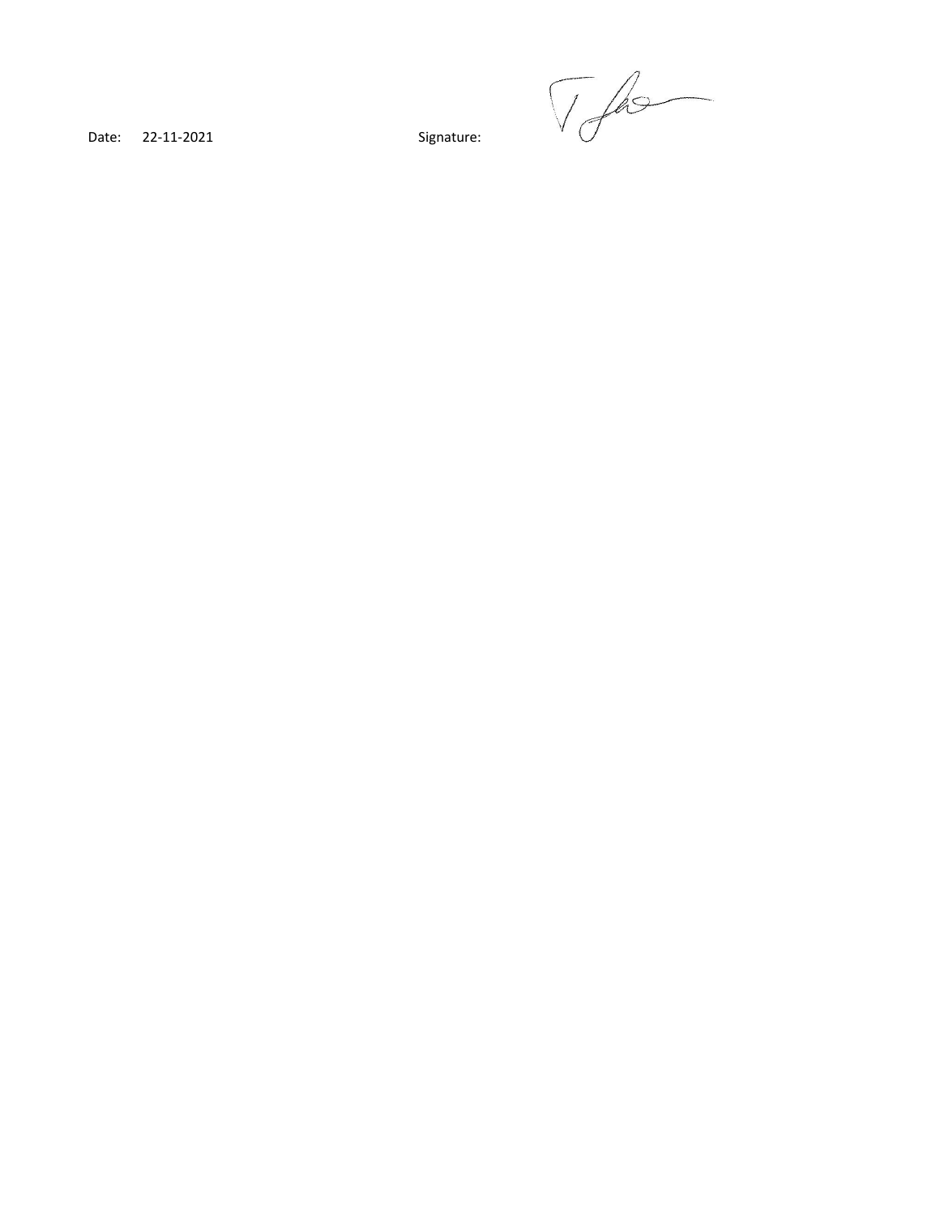Date: 22-11-2021 Signature: